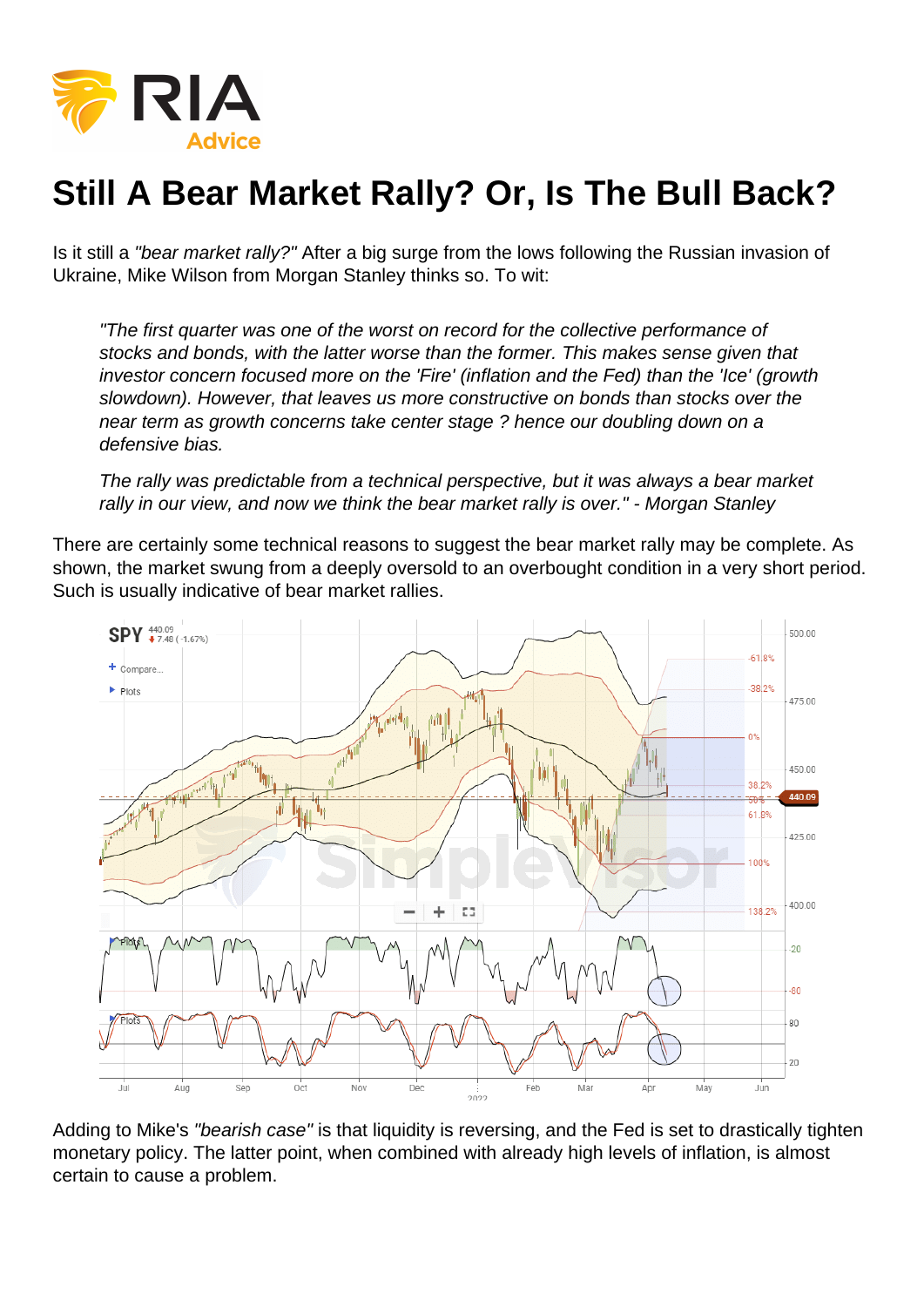# Still A Bear Market Rally? Or, Is The Bull Back?

Is it still a *"bear market rally?"* After a big surge from the lows following the Russian invasion of Ukraine, Mike Wilson from Morgan Stanley thinks so. To wit:

> *"The first quarter was one of the worst on record for the collective performance of stocks and bonds, with the latter worse than the former. This makes sense given that investor concern focused more on the 'Fire' (inflation and the Fed) than the 'Ice' (growth slowdown). However, that leaves us more constructive on bonds than stocks over the near term as growth concerns take center stage ? hence our doubling down on a defensive bias.*
>
> *The rally was predictable from a technical perspective, but it was always a bear market rally in our view, and now we think the bear market rally is over." - Morgan Stanley*

There are certainly some technical reasons to suggest the bear market rally may be complete. As shown, the market swung from a deeply oversold to an overbought condition in a very short period. Such is usually indicative of bear market rallies.

Adding to Mike's *"bearish case"* is that liquidity is reversing, and the Fed is set to drastically tighten monetary policy. The latter point, when combined with already high levels of inflation, is almost certain to cause a problem.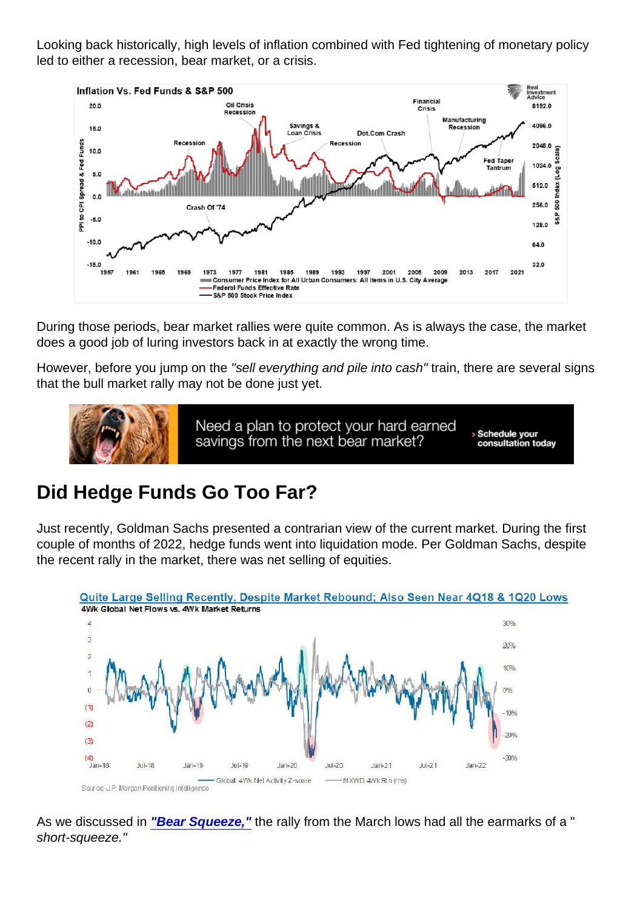Looking back historically, high levels of inflation combined with Fed tightening of monetary policy led to either a recession, bear market, or a crisis.

During those periods, bear market rallies were quite common. As is always the case, the market does a good job of luring investors back in at exactly the wrong time.

However, before you jump on the *"sell everything and pile into cash"* train, there are several signs that the bull market rally may not be done just yet.

## Did Hedge Funds Go Too Far?

Just recently, Goldman Sachs presented a contrarian view of the current market. During the first couple of months of 2022, hedge funds went into liquidation mode. Per Goldman Sachs, despite the recent rally in the market, there was net selling of equities.

As we discussed in ***"Bear Squeeze,"*** the rally from the March lows had all the earmarks of a "*short-squeeze."*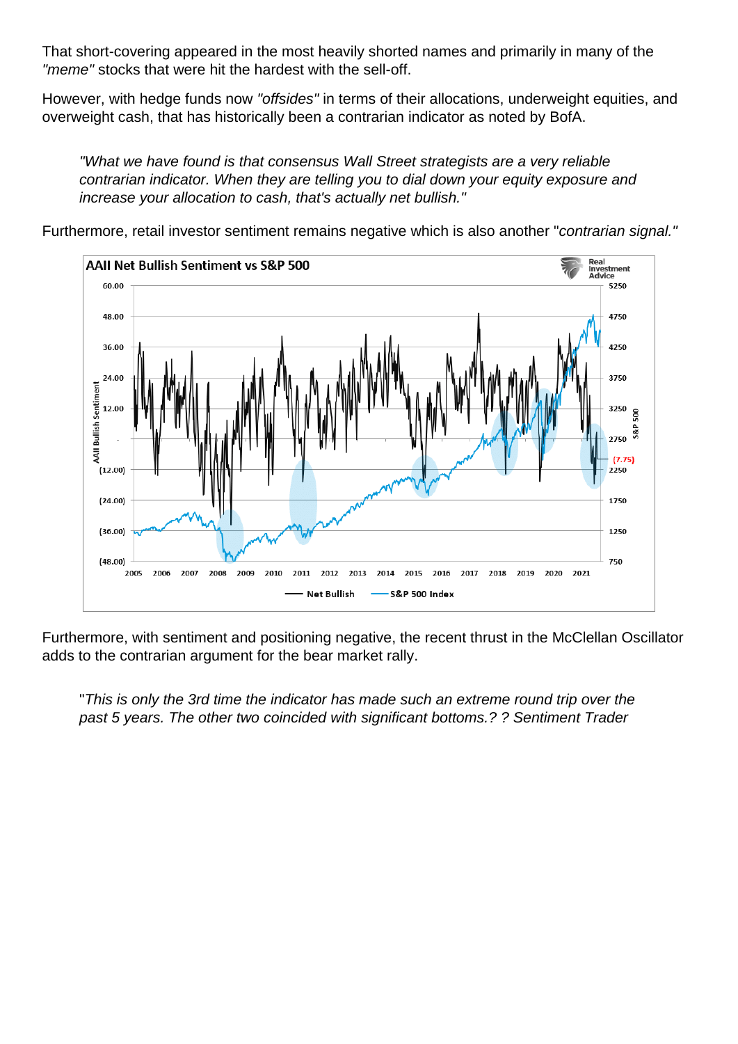That short-covering appeared in the most heavily shorted names and primarily in many of the *"meme"* stocks that were hit the hardest with the sell-off.

However, with hedge funds now *"offsides"* in terms of their allocations, underweight equities, and overweight cash, that has historically been a contrarian indicator as noted by BofA.

> *"What we have found is that consensus Wall Street strategists are a very reliable contrarian indicator. When they are telling you to dial down your equity exposure and increase your allocation to cash, that's actually net bullish."*

Furthermore, retail investor sentiment remains negative which is also another "*contrarian signal."*

Furthermore, with sentiment and positioning negative, the recent thrust in the McClellan Oscillator adds to the contrarian argument for the bear market rally.

> "*This is only the 3rd time the indicator has made such an extreme round trip over the past 5 years. The other two coincided with significant bottoms.? ? Sentiment Trader*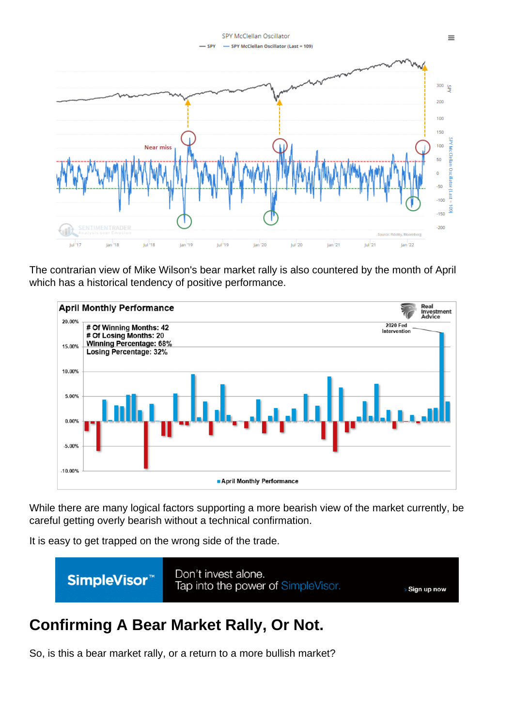The contrarian view of Mike Wilson's bear market rally is also countered by the month of April which has a historical tendency of positive performance.

While there are many logical factors supporting a more bearish view of the market currently, be careful getting overly bearish without a technical confirmation.

It is easy to get trapped on the wrong side of the trade.

## Confirming A Bear Market Rally, Or Not.

So, is this a bear market rally, or a return to a more bullish market?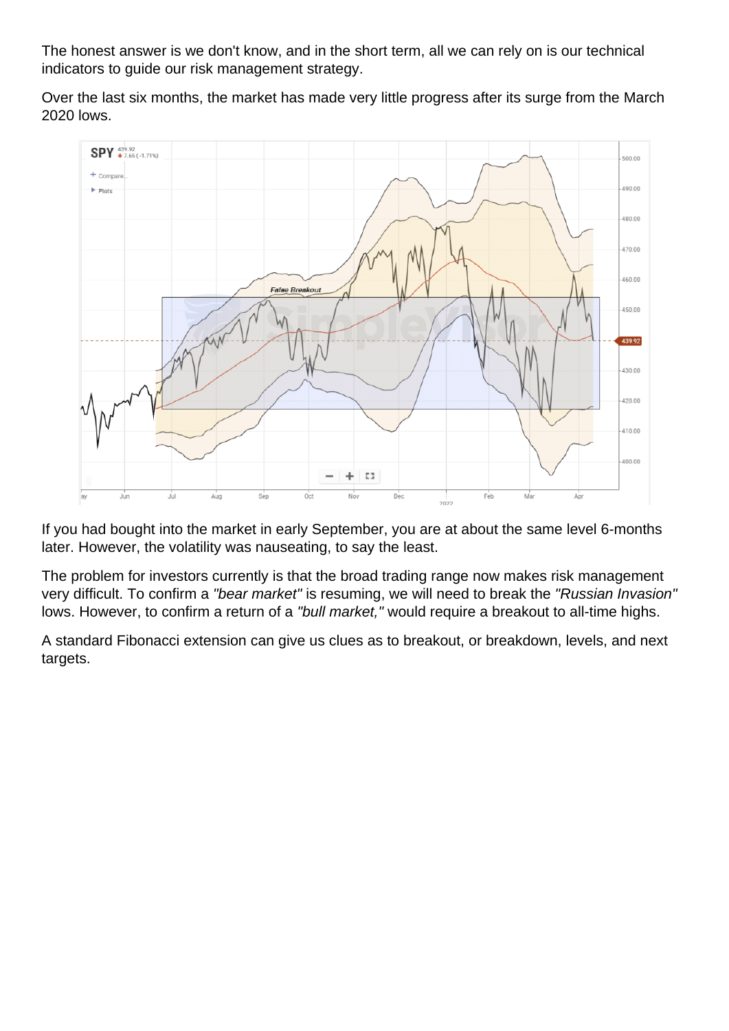The honest answer is we don't know, and in the short term, all we can rely on is our technical indicators to guide our risk management strategy.

Over the last six months, the market has made very little progress after its surge from the March 2020 lows.

If you had bought into the market in early September, you are at about the same level 6-months later. However, the volatility was nauseating, to say the least.

The problem for investors currently is that the broad trading range now makes risk management very difficult. To confirm a *"bear market"* is resuming, we will need to break the *"Russian Invasion"* lows. However, to confirm a return of a *"bull market,"* would require a breakout to all-time highs.

A standard Fibonacci extension can give us clues as to breakout, or breakdown, levels, and next targets.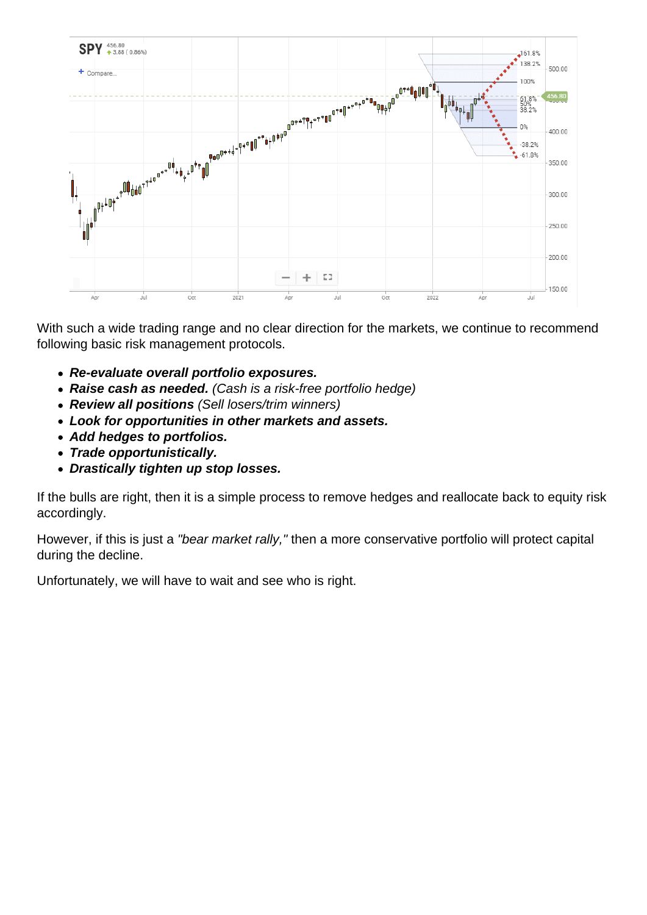SPY 456.80
3.88 ( 0.86%)
Compare...

161.8%
138.2%
100%
61.8%
50%
38.2%
0%
-38.2%
-61.8%

500.00
456.80
400.00
350.00
300.00
250.00
200.00
150.00

Apr
Jul
Oct
2021
Apr
Jul
Oct
2022
Apr
Jul

With such a wide trading range and no clear direction for the markets, we continue to recommend following basic risk management protocols.

- ***Re-evaluate overall portfolio exposures.***
- ***Raise cash as needed.*** *(Cash is a risk-free portfolio hedge)*
- ***Review all positions*** *(Sell losers/trim winners)*
- ***Look for opportunities in other markets and assets.***
- ***Add hedges to portfolios.***
- ***Trade opportunistically.***
- ***Drastically tighten up stop losses.***

If the bulls are right, then it is a simple process to remove hedges and reallocate back to equity risk accordingly.

However, if this is just a *"bear market rally,"* then a more conservative portfolio will protect capital during the decline.

Unfortunately, we will have to wait and see who is right.